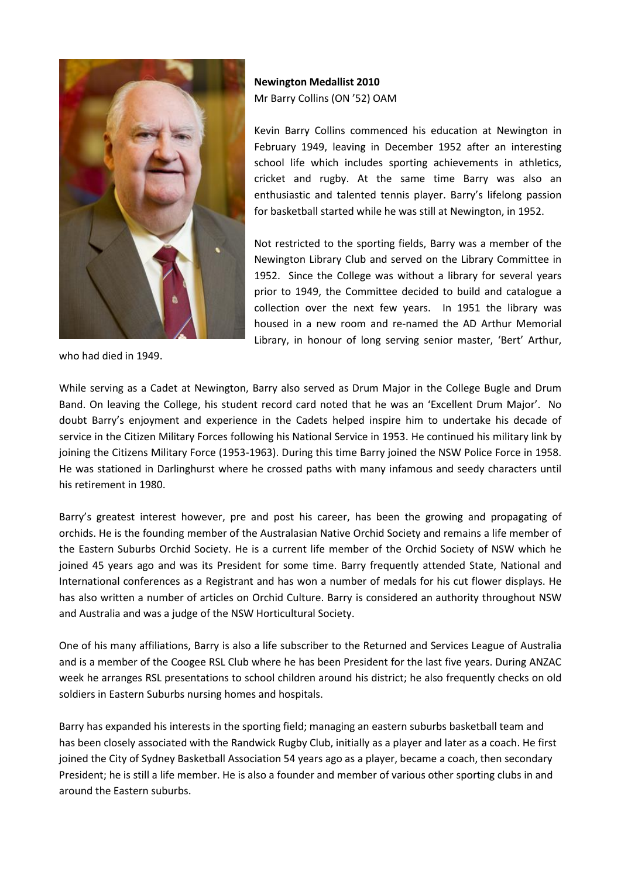**Newington Medallist 2010**
Mr Barry Collins (ON '52) OAM

Kevin Barry Collins commenced his education at Newington in February 1949, leaving in December 1952 after an interesting school life which includes sporting achievements in athletics, cricket and rugby. At the same time Barry was also an enthusiastic and talented tennis player. Barry's lifelong passion for basketball started while he was still at Newington, in 1952.

Not restricted to the sporting fields, Barry was a member of the Newington Library Club and served on the Library Committee in 1952. Since the College was without a library for several years prior to 1949, the Committee decided to build and catalogue a collection over the next few years. In 1951 the library was housed in a new room and re-named the AD Arthur Memorial Library, in honour of long serving senior master, 'Bert' Arthur, who had died in 1949.

While serving as a Cadet at Newington, Barry also served as Drum Major in the College Bugle and Drum Band. On leaving the College, his student record card noted that he was an 'Excellent Drum Major'. No doubt Barry's enjoyment and experience in the Cadets helped inspire him to undertake his decade of service in the Citizen Military Forces following his National Service in 1953. He continued his military link by joining the Citizens Military Force (1953-1963). During this time Barry joined the NSW Police Force in 1958. He was stationed in Darlinghurst where he crossed paths with many infamous and seedy characters until his retirement in 1980.

Barry's greatest interest however, pre and post his career, has been the growing and propagating of orchids. He is the founding member of the Australasian Native Orchid Society and remains a life member of the Eastern Suburbs Orchid Society. He is a current life member of the Orchid Society of NSW which he joined 45 years ago and was its President for some time. Barry frequently attended State, National and International conferences as a Registrant and has won a number of medals for his cut flower displays. He has also written a number of articles on Orchid Culture. Barry is considered an authority throughout NSW and Australia and was a judge of the NSW Horticultural Society.

One of his many affiliations, Barry is also a life subscriber to the Returned and Services League of Australia and is a member of the Coogee RSL Club where he has been President for the last five years. During ANZAC week he arranges RSL presentations to school children around his district; he also frequently checks on old soldiers in Eastern Suburbs nursing homes and hospitals.

Barry has expanded his interests in the sporting field; managing an eastern suburbs basketball team and has been closely associated with the Randwick Rugby Club, initially as a player and later as a coach. He first joined the City of Sydney Basketball Association 54 years ago as a player, became a coach, then secondary President; he is still a life member. He is also a founder and member of various other sporting clubs in and around the Eastern suburbs.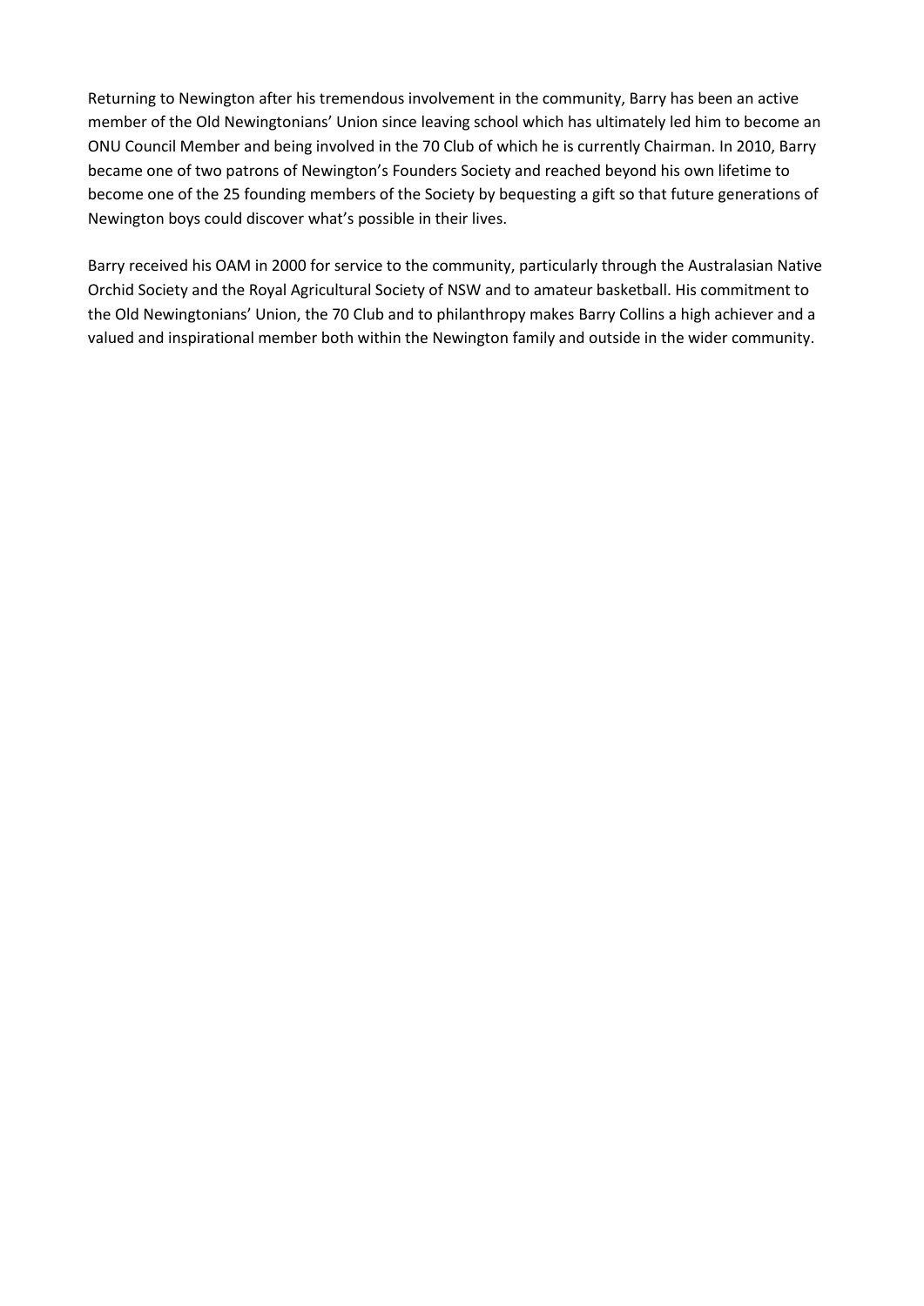Returning to Newington after his tremendous involvement in the community, Barry has been an active member of the Old Newingtonians' Union since leaving school which has ultimately led him to become an ONU Council Member and being involved in the 70 Club of which he is currently Chairman. In 2010, Barry became one of two patrons of Newington's Founders Society and reached beyond his own lifetime to become one of the 25 founding members of the Society by bequesting a gift so that future generations of Newington boys could discover what's possible in their lives.

Barry received his OAM in 2000 for service to the community, particularly through the Australasian Native Orchid Society and the Royal Agricultural Society of NSW and to amateur basketball. His commitment to the Old Newingtonians' Union, the 70 Club and to philanthropy makes Barry Collins a high achiever and a valued and inspirational member both within the Newington family and outside in the wider community.